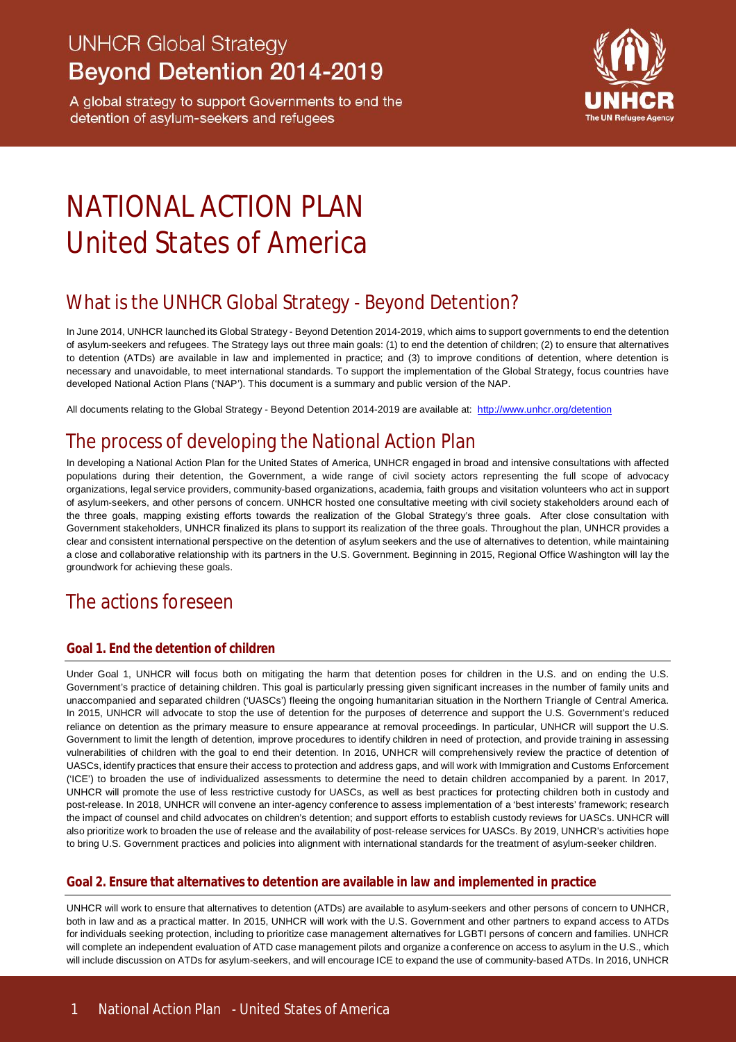# UNHCR Global Strategy
## Beyond Detention 2014-2019

A global strategy to support Governments to end the detention of asylum-seekers and refugees

# NATIONAL ACTION PLAN
# United States of America

## What is the UNHCR Global Strategy - Beyond Detention?

In June 2014, UNHCR launched its Global Strategy - Beyond Detention 2014-2019, which aims to support governments to end the detention of asylum-seekers and refugees. The Strategy lays out three main goals: (1) to end the detention of children; (2) to ensure that alternatives to detention (ATDs) are available in law and implemented in practice; and (3) to improve conditions of detention, where detention is necessary and unavoidable, to meet international standards. To support the implementation of the Global Strategy, focus countries have developed National Action Plans ('NAP'). This document is a summary and public version of the NAP.

All documents relating to the Global Strategy - Beyond Detention 2014-2019 are available at: http://www.unhcr.org/detention

## The process of developing the National Action Plan

In developing a National Action Plan for the United States of America, UNHCR engaged in broad and intensive consultations with affected populations during their detention, the Government, a wide range of civil society actors representing the full scope of advocacy organizations, legal service providers, community-based organizations, academia, faith groups and visitation volunteers who act in support of asylum-seekers, and other persons of concern. UNHCR hosted one consultative meeting with civil society stakeholders around each of the three goals, mapping existing efforts towards the realization of the Global Strategy's three goals. After close consultation with Government stakeholders, UNHCR finalized its plans to support its realization of the three goals. Throughout the plan, UNHCR provides a clear and consistent international perspective on the detention of asylum seekers and the use of alternatives to detention, while maintaining a close and collaborative relationship with its partners in the U.S. Government. Beginning in 2015, Regional Office Washington will lay the groundwork for achieving these goals.

## The actions foreseen

### Goal 1. End the detention of children

Under Goal 1, UNHCR will focus both on mitigating the harm that detention poses for children in the U.S. and on ending the U.S. Government's practice of detaining children. This goal is particularly pressing given significant increases in the number of family units and unaccompanied and separated children ('UASCs') fleeing the ongoing humanitarian situation in the Northern Triangle of Central America. In 2015, UNHCR will advocate to stop the use of detention for the purposes of deterrence and support the U.S. Government's reduced reliance on detention as the primary measure to ensure appearance at removal proceedings. In particular, UNHCR will support the U.S. Government to limit the length of detention, improve procedures to identify children in need of protection, and provide training in assessing vulnerabilities of children with the goal to end their detention. In 2016, UNHCR will comprehensively review the practice of detention of UASCs, identify practices that ensure their access to protection and address gaps, and will work with Immigration and Customs Enforcement ('ICE') to broaden the use of individualized assessments to determine the need to detain children accompanied by a parent. In 2017, UNHCR will promote the use of less restrictive custody for UASCs, as well as best practices for protecting children both in custody and post-release. In 2018, UNHCR will convene an inter-agency conference to assess implementation of a 'best interests' framework; research the impact of counsel and child advocates on children's detention; and support efforts to establish custody reviews for UASCs. UNHCR will also prioritize work to broaden the use of release and the availability of post-release services for UASCs. By 2019, UNHCR's activities hope to bring U.S. Government practices and policies into alignment with international standards for the treatment of asylum-seeker children.

### Goal 2. Ensure that alternatives to detention are available in law and implemented in practice

UNHCR will work to ensure that alternatives to detention (ATDs) are available to asylum-seekers and other persons of concern to UNHCR, both in law and as a practical matter. In 2015, UNHCR will work with the U.S. Government and other partners to expand access to ATDs for individuals seeking protection, including to prioritize case management alternatives for LGBTI persons of concern and families. UNHCR will complete an independent evaluation of ATD case management pilots and organize a conference on access to asylum in the U.S., which will include discussion on ATDs for asylum-seekers, and will encourage ICE to expand the use of community-based ATDs. In 2016, UNHCR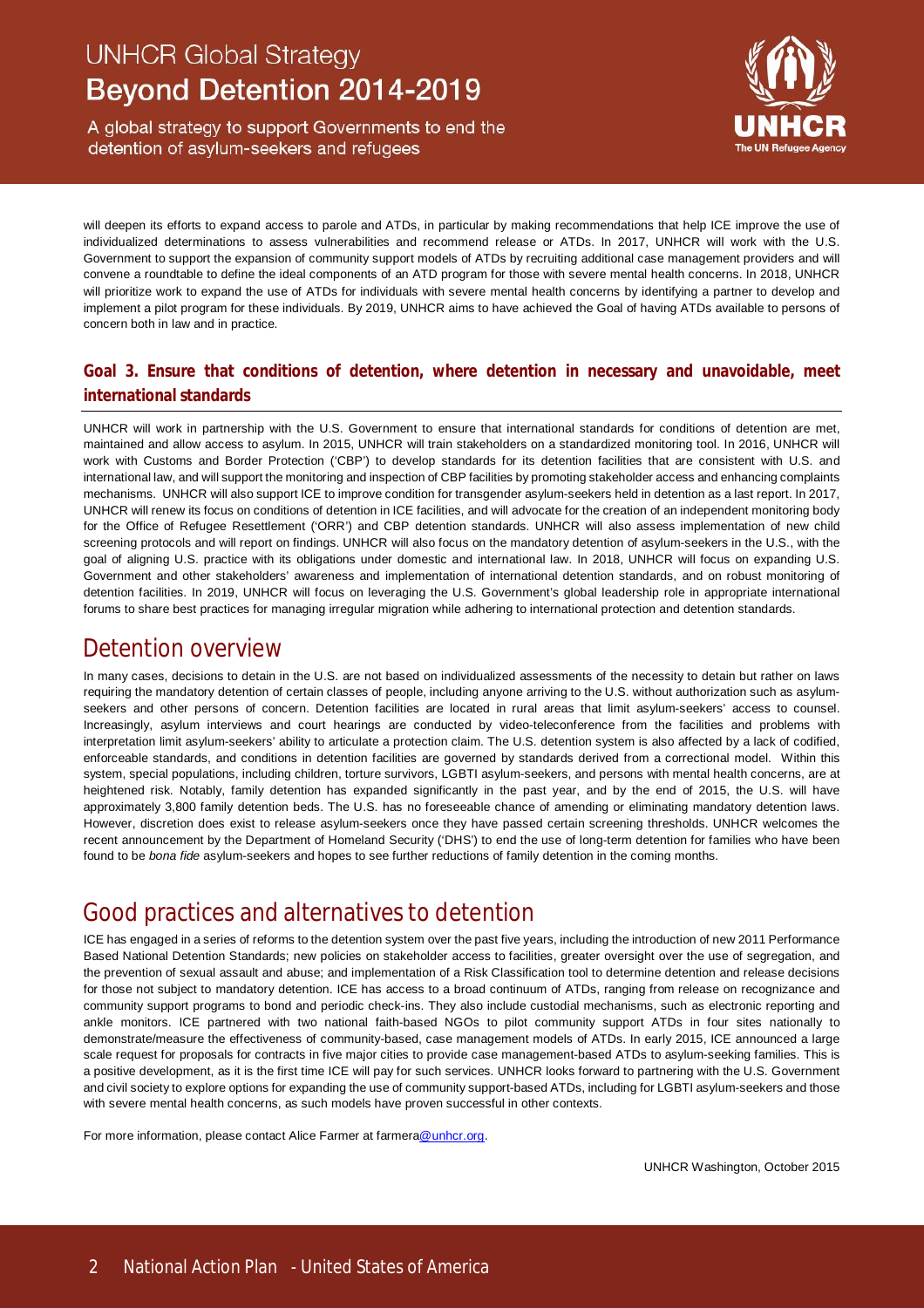will deepen its efforts to expand access to parole and ATDs, in particular by making recommendations that help ICE improve the use of individualized determinations to assess vulnerabilities and recommend release or ATDs. In 2017, UNHCR will work with the U.S. Government to support the expansion of community support models of ATDs by recruiting additional case management providers and will convene a roundtable to define the ideal components of an ATD program for those with severe mental health concerns. In 2018, UNHCR will prioritize work to expand the use of ATDs for individuals with severe mental health concerns by identifying a partner to develop and implement a pilot program for these individuals. By 2019, UNHCR aims to have achieved the Goal of having ATDs available to persons of concern both in law and in practice.

### Goal 3. Ensure that conditions of detention, where detention in necessary and unavoidable, meet international standards

UNHCR will work in partnership with the U.S. Government to ensure that international standards for conditions of detention are met, maintained and allow access to asylum. In 2015, UNHCR will train stakeholders on a standardized monitoring tool. In 2016, UNHCR will work with Customs and Border Protection ('CBP') to develop standards for its detention facilities that are consistent with U.S. and international law, and will support the monitoring and inspection of CBP facilities by promoting stakeholder access and enhancing complaints mechanisms. UNHCR will also support ICE to improve condition for transgender asylum-seekers held in detention as a last report. In 2017, UNHCR will renew its focus on conditions of detention in ICE facilities, and will advocate for the creation of an independent monitoring body for the Office of Refugee Resettlement ('ORR') and CBP detention standards. UNHCR will also assess implementation of new child screening protocols and will report on findings. UNHCR will also focus on the mandatory detention of asylum-seekers in the U.S., with the goal of aligning U.S. practice with its obligations under domestic and international law. In 2018, UNHCR will focus on expanding U.S. Government and other stakeholders' awareness and implementation of international detention standards, and on robust monitoring of detention facilities. In 2019, UNHCR will focus on leveraging the U.S. Government's global leadership role in appropriate international forums to share best practices for managing irregular migration while adhering to international protection and detention standards.

## Detention overview

In many cases, decisions to detain in the U.S. are not based on individualized assessments of the necessity to detain but rather on laws requiring the mandatory detention of certain classes of people, including anyone arriving to the U.S. without authorization such as asylum-seekers and other persons of concern. Detention facilities are located in rural areas that limit asylum-seekers' access to counsel. Increasingly, asylum interviews and court hearings are conducted by video-teleconference from the facilities and problems with interpretation limit asylum-seekers' ability to articulate a protection claim. The U.S. detention system is also affected by a lack of codified, enforceable standards, and conditions in detention facilities are governed by standards derived from a correctional model. Within this system, special populations, including children, torture survivors, LGBTI asylum-seekers, and persons with mental health concerns, are at heightened risk. Notably, family detention has expanded significantly in the past year, and by the end of 2015, the U.S. will have approximately 3,800 family detention beds. The U.S. has no foreseeable chance of amending or eliminating mandatory detention laws. However, discretion does exist to release asylum-seekers once they have passed certain screening thresholds. UNHCR welcomes the recent announcement by the Department of Homeland Security ('DHS') to end the use of long-term detention for families who have been found to be *bona fide* asylum-seekers and hopes to see further reductions of family detention in the coming months.

## Good practices and alternatives to detention

ICE has engaged in a series of reforms to the detention system over the past five years, including the introduction of new 2011 Performance Based National Detention Standards; new policies on stakeholder access to facilities, greater oversight over the use of segregation, and the prevention of sexual assault and abuse; and implementation of a Risk Classification tool to determine detention and release decisions for those not subject to mandatory detention. ICE has access to a broad continuum of ATDs, ranging from release on recognizance and community support programs to bond and periodic check-ins. They also include custodial mechanisms, such as electronic reporting and ankle monitors. ICE partnered with two national faith-based NGOs to pilot community support ATDs in four sites nationally to demonstrate/measure the effectiveness of community-based, case management models of ATDs. In early 2015, ICE announced a large scale request for proposals for contracts in five major cities to provide case management-based ATDs to asylum-seeking families. This is a positive development, as it is the first time ICE will pay for such services. UNHCR looks forward to partnering with the U.S. Government and civil society to explore options for expanding the use of community support-based ATDs, including for LGBTI asylum-seekers and those with severe mental health concerns, as such models have proven successful in other contexts.

For more information, please contact Alice Farmer at farmera@unhcr.org.

UNHCR Washington, October 2015